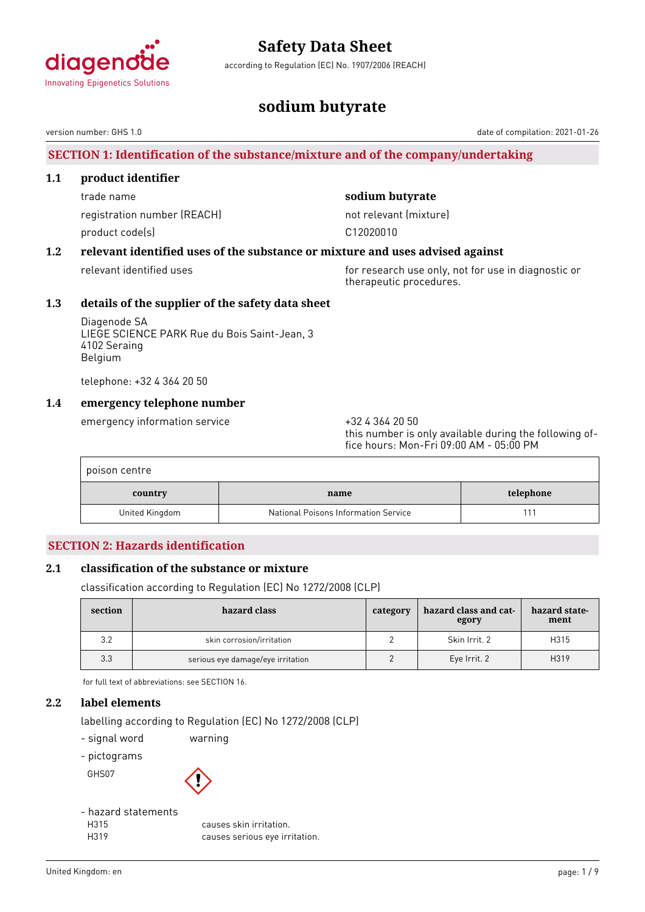# Safety Data Sheet

according to Regulation (EC) No. 1907/2006 (REACH)

# sodium butyrate

version number: GHS 1.0 date of compilation: 2021-01-26

## SECTION 1: Identification of the substance/mixture and of the company/undertaking

### 1.1 product identifier

trade name **sodium butyrate**

registration number (REACH) not relevant (mixture)

product code(s) C12020010

### 1.2 relevant identified uses of the substance or mixture and uses advised against

relevant identified uses for research use only, not for use in diagnostic or therapeutic procedures.

### 1.3 details of the supplier of the safety data sheet

Diagenode SA
LIEGE SCIENCE PARK Rue du Bois Saint-Jean, 3
4102 Seraing
Belgium

telephone: +32 4 364 20 50

### 1.4 emergency telephone number

emergency information service +32 4 364 20 50
this number is only available during the following office hours: Mon-Fri 09:00 AM - 05:00 PM

poison centre

| country | name | telephone |
|---|---|---|
| United Kingdom | National Poisons Information Service | 111 |

## SECTION 2: Hazards identification

### 2.1 classification of the substance or mixture

classification according to Regulation (EC) No 1272/2008 (CLP)

| section | hazard class | category | hazard class and category | hazard statement |
|---|---|---|---|---|
| 3.2 | skin corrosion/irritation | 2 | Skin Irrit. 2 | H315 |
| 3.3 | serious eye damage/eye irritation | 2 | Eye Irrit. 2 | H319 |

for full text of abbreviations: see SECTION 16.

### 2.2 label elements

labelling according to Regulation (EC) No 1272/2008 (CLP)

- signal word warning
- pictograms

GHS07

- hazard statements

H315 causes skin irritation.
H319 causes serious eye irritation.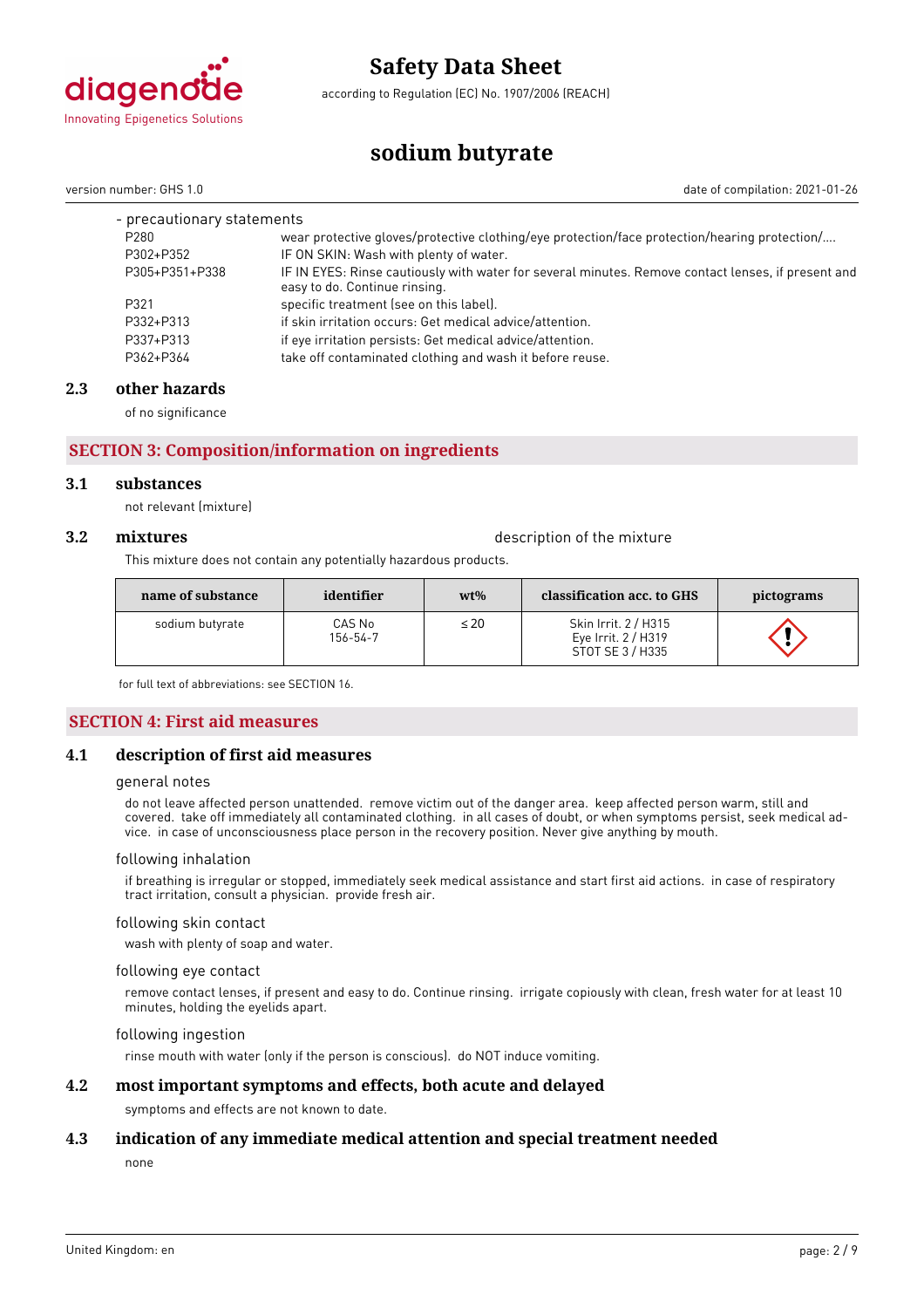- precautionary statements

| | |
|---|---|
| P280 | wear protective gloves/protective clothing/eye protection/face protection/hearing protection/.... |
| P302+P352 | IF ON SKIN: Wash with plenty of water. |
| P305+P351+P338 | IF IN EYES: Rinse cautiously with water for several minutes. Remove contact lenses, if present and easy to do. Continue rinsing. |
| P321 | specific treatment (see on this label). |
| P332+P313 | if skin irritation occurs: Get medical advice/attention. |
| P337+P313 | if eye irritation persists: Get medical advice/attention. |
| P362+P364 | take off contaminated clothing and wash it before reuse. |

### 2.3 other hazards

of no significance

## SECTION 3: Composition/information on ingredients

### 3.1 substances

not relevant (mixture)

### 3.2 mixtures

description of the mixture

This mixture does not contain any potentially hazardous products.

| name of substance | identifier | wt% | classification acc. to GHS | pictograms |
|---|---|---|---|---|
| sodium butyrate | CAS No 156-54-7 | ≤ 20 | Skin Irrit. 2 / H315 Eye Irrit. 2 / H319 STOT SE 3 / H335 | |

for full text of abbreviations: see SECTION 16.

## SECTION 4: First aid measures

### 4.1 description of first aid measures

general notes

do not leave affected person unattended. remove victim out of the danger area. keep affected person warm, still and covered. take off immediately all contaminated clothing. in all cases of doubt, or when symptoms persist, seek medical advice. in case of unconsciousness place person in the recovery position. Never give anything by mouth.

following inhalation

if breathing is irregular or stopped, immediately seek medical assistance and start first aid actions. in case of respiratory tract irritation, consult a physician. provide fresh air.

following skin contact

wash with plenty of soap and water.

following eye contact

remove contact lenses, if present and easy to do. Continue rinsing. irrigate copiously with clean, fresh water for at least 10 minutes, holding the eyelids apart.

following ingestion

rinse mouth with water (only if the person is conscious). do NOT induce vomiting.

### 4.2 most important symptoms and effects, both acute and delayed

symptoms and effects are not known to date.

### 4.3 indication of any immediate medical attention and special treatment needed

none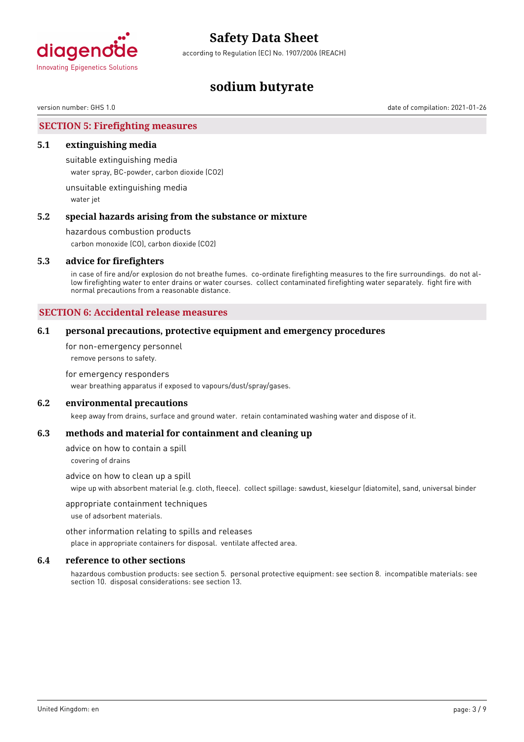## SECTION 5: Firefighting measures

### 5.1 extinguishing media

suitable extinguishing media

water spray, BC-powder, carbon dioxide ($CO_2$)

unsuitable extinguishing media

water jet

### 5.2 special hazards arising from the substance or mixture

hazardous combustion products

carbon monoxide (CO), carbon dioxide ($CO_2$)

### 5.3 advice for firefighters

in case of fire and/or explosion do not breathe fumes. co-ordinate firefighting measures to the fire surroundings. do not allow firefighting water to enter drains or water courses. collect contaminated firefighting water separately. fight fire with normal precautions from a reasonable distance.

## SECTION 6: Accidental release measures

### 6.1 personal precautions, protective equipment and emergency procedures

for non-emergency personnel

remove persons to safety.

for emergency responders

wear breathing apparatus if exposed to vapours/dust/spray/gases.

### 6.2 environmental precautions

keep away from drains, surface and ground water. retain contaminated washing water and dispose of it.

### 6.3 methods and material for containment and cleaning up

advice on how to contain a spill

covering of drains

advice on how to clean up a spill

wipe up with absorbent material (e.g. cloth, fleece). collect spillage: sawdust, kieselgur (diatomite), sand, universal binder

appropriate containment techniques

use of adsorbent materials.

other information relating to spills and releases

place in appropriate containers for disposal. ventilate affected area.

### 6.4 reference to other sections

hazardous combustion products: see section 5. personal protective equipment: see section 8. incompatible materials: see section 10. disposal considerations: see section 13.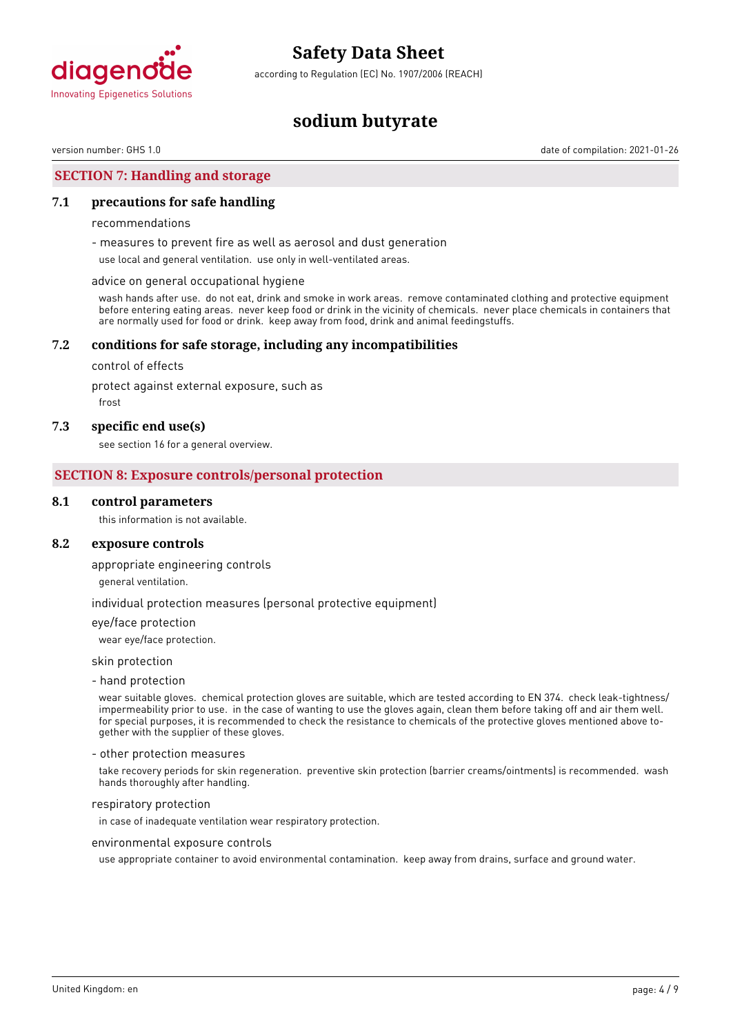## SECTION 7: Handling and storage

### 7.1 precautions for safe handling

recommendations

- measures to prevent fire as well as aerosol and dust generation

use local and general ventilation. use only in well-ventilated areas.

advice on general occupational hygiene

wash hands after use. do not eat, drink and smoke in work areas. remove contaminated clothing and protective equipment before entering eating areas. never keep food or drink in the vicinity of chemicals. never place chemicals in containers that are normally used for food or drink. keep away from food, drink and animal feedingstuffs.

### 7.2 conditions for safe storage, including any incompatibilities

control of effects

protect against external exposure, such as

frost

### 7.3 specific end use(s)

see section 16 for a general overview.

## SECTION 8: Exposure controls/personal protection

### 8.1 control parameters

this information is not available.

### 8.2 exposure controls

appropriate engineering controls

general ventilation.

individual protection measures (personal protective equipment)

eye/face protection

wear eye/face protection.

skin protection

- hand protection

wear suitable gloves. chemical protection gloves are suitable, which are tested according to EN 374. check leak-tightness/impermeability prior to use. in the case of wanting to use the gloves again, clean them before taking off and air them well. for special purposes, it is recommended to check the resistance to chemicals of the protective gloves mentioned above together with the supplier of these gloves.

- other protection measures

take recovery periods for skin regeneration. preventive skin protection (barrier creams/ointments) is recommended. wash hands thoroughly after handling.

respiratory protection

in case of inadequate ventilation wear respiratory protection.

environmental exposure controls

use appropriate container to avoid environmental contamination. keep away from drains, surface and ground water.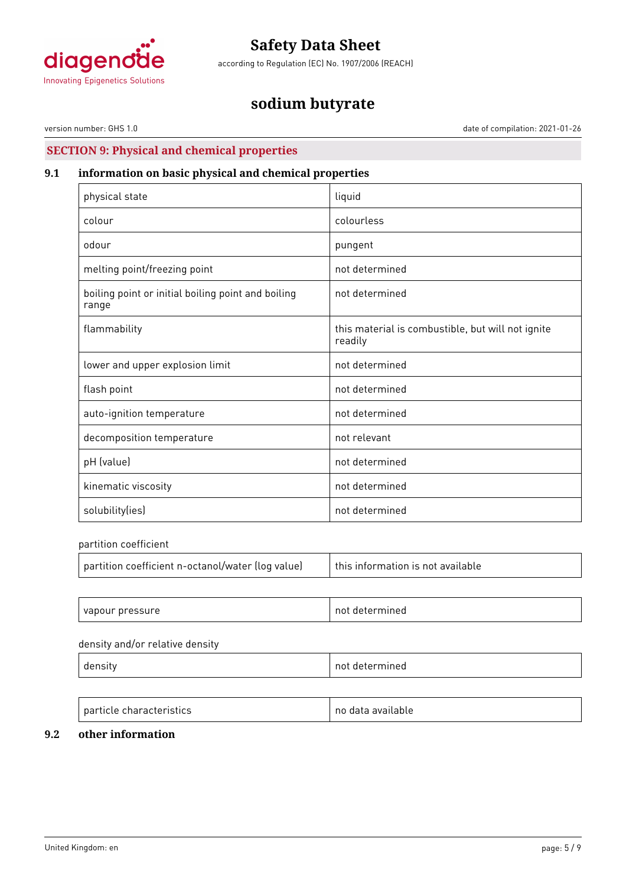## SECTION 9: Physical and chemical properties

### 9.1 information on basic physical and chemical properties

| | |
|---|---|
| physical state | liquid |
| colour | colourless |
| odour | pungent |
| melting point/freezing point | not determined |
| boiling point or initial boiling point and boiling range | not determined |
| flammability | this material is combustible, but will not ignite readily |
| lower and upper explosion limit | not determined |
| flash point | not determined |
| auto-ignition temperature | not determined |
| decomposition temperature | not relevant |
| pH (value) | not determined |
| kinematic viscosity | not determined |
| solubility(ies) | not determined |

partition coefficient

| | |
|---|---|
| partition coefficient n-octanol/water (log value) | this information is not available |

| | |
|---|---|
| vapour pressure | not determined |

density and/or relative density

| | |
|---|---|
| density | not determined |

| | |
|---|---|
| particle characteristics | no data available |

### 9.2 other information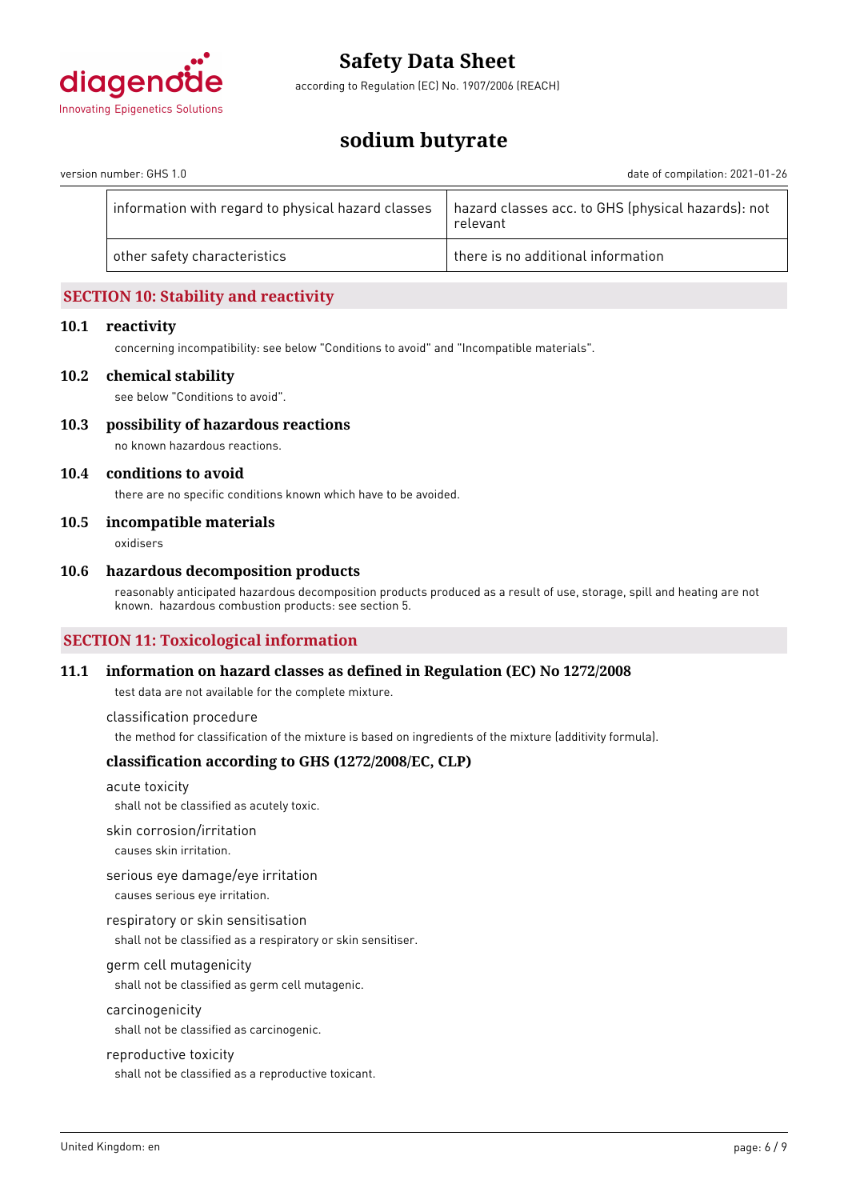| information with regard to physical hazard classes | hazard classes acc. to GHS (physical hazards): not relevant |
|---|---|
| other safety characteristics | there is no additional information |

## SECTION 10: Stability and reactivity

### 10.1 reactivity

concerning incompatibility: see below "Conditions to avoid" and "Incompatible materials".

### 10.2 chemical stability

see below "Conditions to avoid".

### 10.3 possibility of hazardous reactions

no known hazardous reactions.

### 10.4 conditions to avoid

there are no specific conditions known which have to be avoided.

### 10.5 incompatible materials

oxidisers

### 10.6 hazardous decomposition products

reasonably anticipated hazardous decomposition products produced as a result of use, storage, spill and heating are not known. hazardous combustion products: see section 5.

## SECTION 11: Toxicological information

### 11.1 information on hazard classes as defined in Regulation (EC) No 1272/2008

test data are not available for the complete mixture.

classification procedure

the method for classification of the mixture is based on ingredients of the mixture (additivity formula).

#### classification according to GHS (1272/2008/EC, CLP)

acute toxicity

shall not be classified as acutely toxic.

skin corrosion/irritation

causes skin irritation.

serious eye damage/eye irritation

causes serious eye irritation.

respiratory or skin sensitisation

shall not be classified as a respiratory or skin sensitiser.

germ cell mutagenicity

shall not be classified as germ cell mutagenic.

carcinogenicity

shall not be classified as carcinogenic.

reproductive toxicity

shall not be classified as a reproductive toxicant.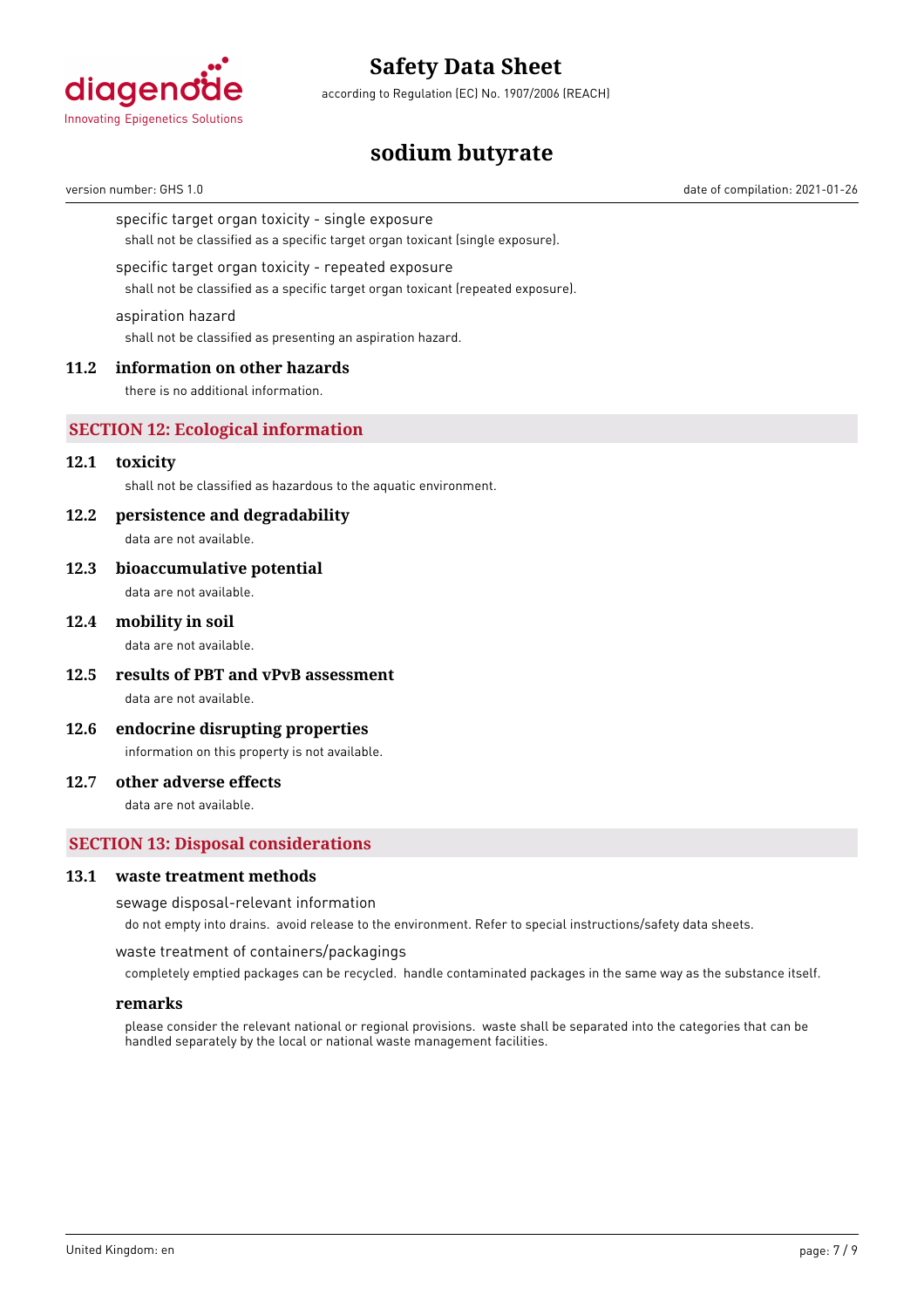specific target organ toxicity - single exposure

shall not be classified as a specific target organ toxicant (single exposure).

specific target organ toxicity - repeated exposure

shall not be classified as a specific target organ toxicant (repeated exposure).

aspiration hazard

shall not be classified as presenting an aspiration hazard.

### 11.2 information on other hazards

there is no additional information.

## SECTION 12: Ecological information

### 12.1 toxicity

shall not be classified as hazardous to the aquatic environment.

### 12.2 persistence and degradability

data are not available.

### 12.3 bioaccumulative potential

data are not available.

### 12.4 mobility in soil

data are not available.

### 12.5 results of PBT and vPvB assessment

data are not available.

### 12.6 endocrine disrupting properties

information on this property is not available.

### 12.7 other adverse effects

data are not available.

## SECTION 13: Disposal considerations

### 13.1 waste treatment methods

sewage disposal-relevant information

do not empty into drains. avoid release to the environment. Refer to special instructions/safety data sheets.

waste treatment of containers/packagings

completely emptied packages can be recycled. handle contaminated packages in the same way as the substance itself.

**remarks**

please consider the relevant national or regional provisions. waste shall be separated into the categories that can be handled separately by the local or national waste management facilities.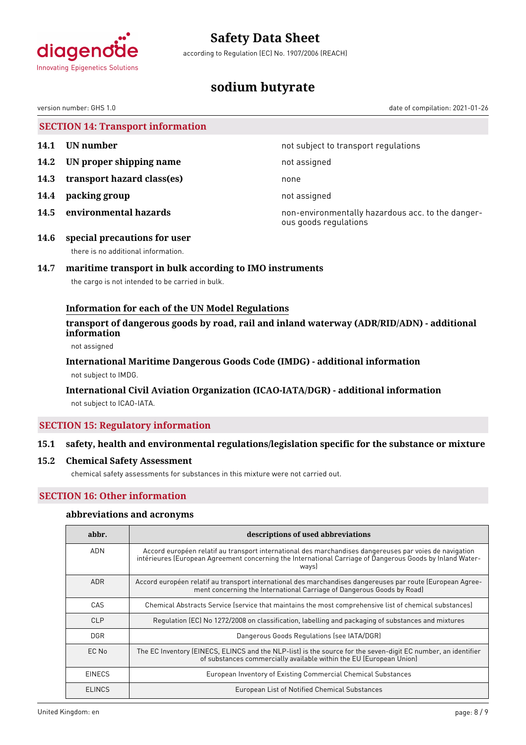## SECTION 14: Transport information

| | | |
|---|---|---|
| **14.1** | **UN number** | not subject to transport regulations |
| **14.2** | **UN proper shipping name** | not assigned |
| **14.3** | **transport hazard class(es)** | none |
| **14.4** | **packing group** | not assigned |
| **14.5** | **environmental hazards** | non-environmentally hazardous acc. to the dangerous goods regulations |

### 14.6 special precautions for user

there is no additional information.

### 14.7 maritime transport in bulk according to IMO instruments

the cargo is not intended to be carried in bulk.

#### Information for each of the UN Model Regulations

**transport of dangerous goods by road, rail and inland waterway (ADR/RID/ADN) - additional information**

not assigned

**International Maritime Dangerous Goods Code (IMDG) - additional information**

not subject to IMDG.

**International Civil Aviation Organization (ICAO-IATA/DGR) - additional information**

not subject to ICAO-IATA.

## SECTION 15: Regulatory information

### 15.1 safety, health and environmental regulations/legislation specific for the substance or mixture

### 15.2 Chemical Safety Assessment

chemical safety assessments for substances in this mixture were not carried out.

## SECTION 16: Other information

### abbreviations and acronyms

| abbr. | descriptions of used abbreviations |
|---|---|
| ADN | Accord européen relatif au transport international des marchandises dangereuses par voies de navigation intérieures (European Agreement concerning the International Carriage of Dangerous Goods by Inland Waterways) |
| ADR | Accord européen relatif au transport international des marchandises dangereuses par route (European Agreement concerning the International Carriage of Dangerous Goods by Road) |
| CAS | Chemical Abstracts Service (service that maintains the most comprehensive list of chemical substances) |
| CLP | Regulation (EC) No 1272/2008 on classification, labelling and packaging of substances and mixtures |
| DGR | Dangerous Goods Regulations (see IATA/DGR) |
| EC No | The EC Inventory (EINECS, ELINCS and the NLP-list) is the source for the seven-digit EC number, an identifier of substances commercially available within the EU (European Union) |
| EINECS | European Inventory of Existing Commercial Chemical Substances |
| ELINCS | European List of Notified Chemical Substances |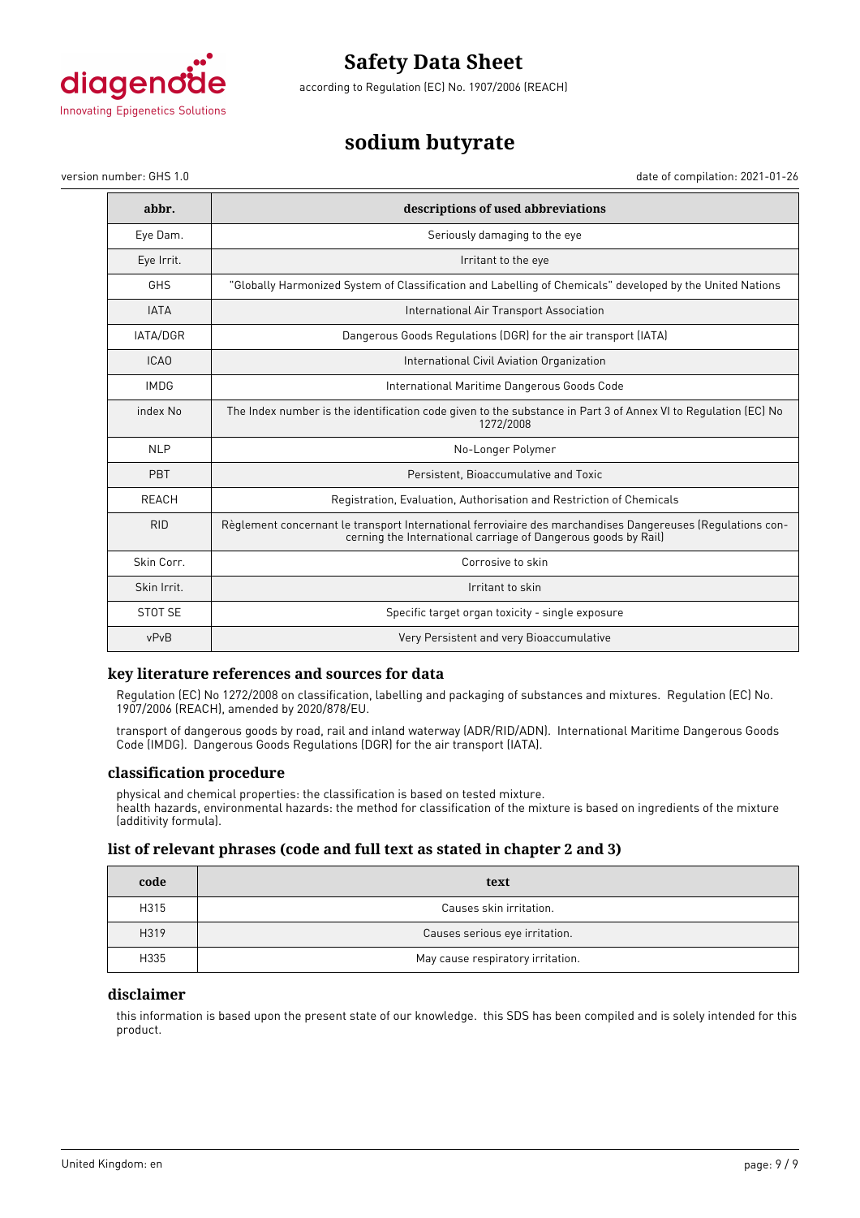| abbr. | descriptions of used abbreviations |
|---|---|
| Eye Dam. | Seriously damaging to the eye |
| Eye Irrit. | Irritant to the eye |
| GHS | "Globally Harmonized System of Classification and Labelling of Chemicals" developed by the United Nations |
| IATA | International Air Transport Association |
| IATA/DGR | Dangerous Goods Regulations (DGR) for the air transport (IATA) |
| ICAO | International Civil Aviation Organization |
| IMDG | International Maritime Dangerous Goods Code |
| index No | The Index number is the identification code given to the substance in Part 3 of Annex VI to Regulation (EC) No 1272/2008 |
| NLP | No-Longer Polymer |
| PBT | Persistent, Bioaccumulative and Toxic |
| REACH | Registration, Evaluation, Authorisation and Restriction of Chemicals |
| RID | Règlement concernant le transport International ferroviaire des marchandises Dangereuses (Regulations concerning the International carriage of Dangerous goods by Rail) |
| Skin Corr. | Corrosive to skin |
| Skin Irrit. | Irritant to skin |
| STOT SE | Specific target organ toxicity - single exposure |
| vPvB | Very Persistent and very Bioaccumulative |

### key literature references and sources for data

Regulation (EC) No 1272/2008 on classification, labelling and packaging of substances and mixtures. Regulation (EC) No. 1907/2006 (REACH), amended by 2020/878/EU.

transport of dangerous goods by road, rail and inland waterway (ADR/RID/ADN). International Maritime Dangerous Goods Code (IMDG). Dangerous Goods Regulations (DGR) for the air transport (IATA).

### classification procedure

physical and chemical properties: the classification is based on tested mixture.
health hazards, environmental hazards: the method for classification of the mixture is based on ingredients of the mixture (additivity formula).

### list of relevant phrases (code and full text as stated in chapter 2 and 3)

| code | text |
|---|---|
| H315 | Causes skin irritation. |
| H319 | Causes serious eye irritation. |
| H335 | May cause respiratory irritation. |

### disclaimer

this information is based upon the present state of our knowledge. this SDS has been compiled and is solely intended for this product.